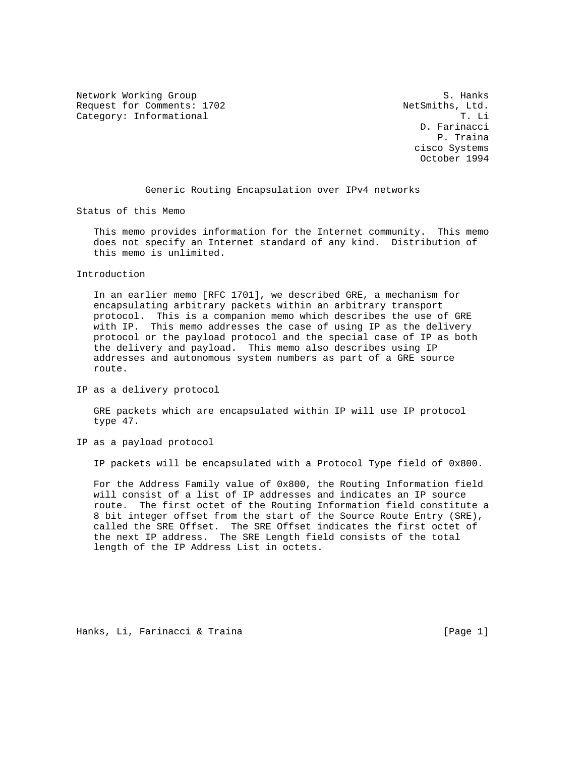Network Working Group S. Hanks
Request for Comments: 1702 NetSmiths, Ltd.
Category: Informational T. Li
D. Farinacci
P. Traina
cisco Systems
October 1994

# Generic Routing Encapsulation over IPv4 networks

## Status of this Memo

This memo provides information for the Internet community. This memo does not specify an Internet standard of any kind. Distribution of this memo is unlimited.

## Introduction

In an earlier memo [RFC 1701], we described GRE, a mechanism for encapsulating arbitrary packets within an arbitrary transport protocol. This is a companion memo which describes the use of GRE with IP. This memo addresses the case of using IP as the delivery protocol or the payload protocol and the special case of IP as both the delivery and payload. This memo also describes using IP addresses and autonomous system numbers as part of a GRE source route.

## IP as a delivery protocol

GRE packets which are encapsulated within IP will use IP protocol type 47.

## IP as a payload protocol

IP packets will be encapsulated with a Protocol Type field of 0x800.

For the Address Family value of 0x800, the Routing Information field will consist of a list of IP addresses and indicates an IP source route. The first octet of the Routing Information field constitute a 8 bit integer offset from the start of the Source Route Entry (SRE), called the SRE Offset. The SRE Offset indicates the first octet of the next IP address. The SRE Length field consists of the total length of the IP Address List in octets.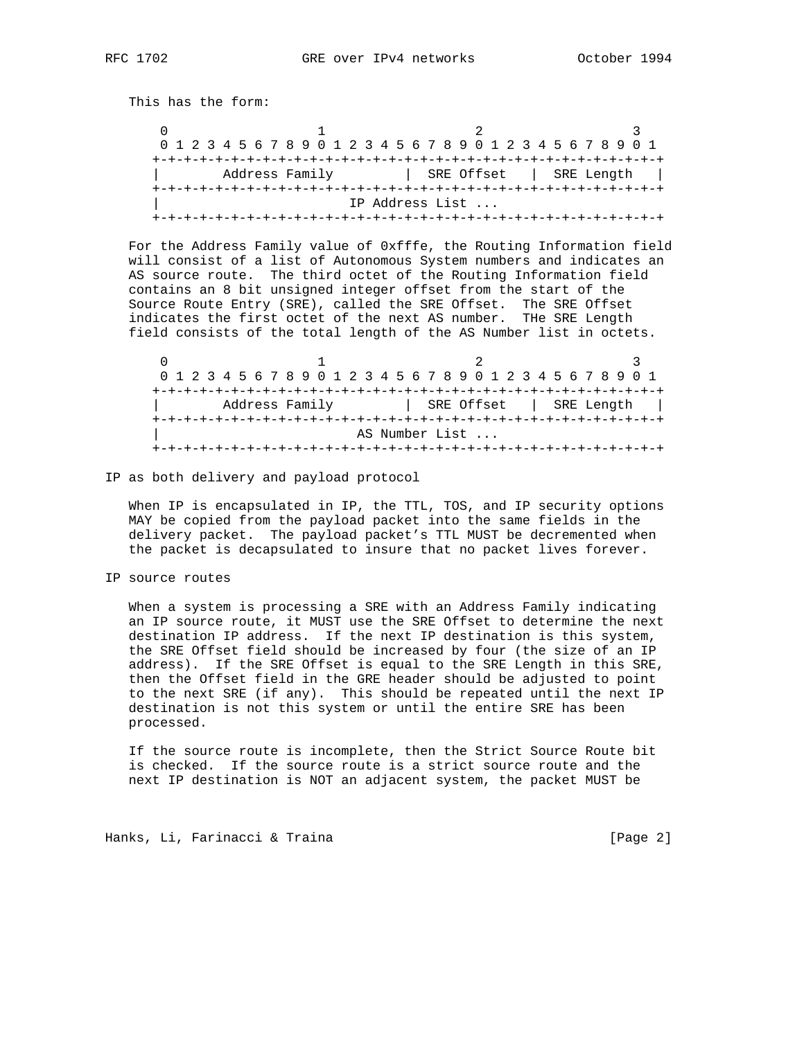This has the form:

```
    0                   1                   2                   3
    0 1 2 3 4 5 6 7 8 9 0 1 2 3 4 5 6 7 8 9 0 1 2 3 4 5 6 7 8 9 0 1
   +-+-+-+-+-+-+-+-+-+-+-+-+-+-+-+-+-+-+-+-+-+-+-+-+-+-+-+-+-+-+-+-+
   |       Address Family          |  SRE Offset   |  SRE Length   |
   +-+-+-+-+-+-+-+-+-+-+-+-+-+-+-+-+-+-+-+-+-+-+-+-+-+-+-+-+-+-+-+-+
   |                        IP Address List ...
   +-+-+-+-+-+-+-+-+-+-+-+-+-+-+-+-+-+-+-+-+-+-+-+-+-+-+-+-+-+-+-+-+
```

For the Address Family value of 0xfffe, the Routing Information field will consist of a list of Autonomous System numbers and indicates an AS source route. The third octet of the Routing Information field contains an 8 bit unsigned integer offset from the start of the Source Route Entry (SRE), called the SRE Offset. The SRE Offset indicates the first octet of the next AS number. THe SRE Length field consists of the total length of the AS Number list in octets.

```
    0                   1                   2                   3
    0 1 2 3 4 5 6 7 8 9 0 1 2 3 4 5 6 7 8 9 0 1 2 3 4 5 6 7 8 9 0 1
   +-+-+-+-+-+-+-+-+-+-+-+-+-+-+-+-+-+-+-+-+-+-+-+-+-+-+-+-+-+-+-+-+
   |       Address Family          |  SRE Offset   |  SRE Length   |
   +-+-+-+-+-+-+-+-+-+-+-+-+-+-+-+-+-+-+-+-+-+-+-+-+-+-+-+-+-+-+-+-+
   |                         AS Number List ...
   +-+-+-+-+-+-+-+-+-+-+-+-+-+-+-+-+-+-+-+-+-+-+-+-+-+-+-+-+-+-+-+-+
```

## IP as both delivery and payload protocol

When IP is encapsulated in IP, the TTL, TOS, and IP security options MAY be copied from the payload packet into the same fields in the delivery packet. The payload packet's TTL MUST be decremented when the packet is decapsulated to insure that no packet lives forever.

## IP source routes

When a system is processing a SRE with an Address Family indicating an IP source route, it MUST use the SRE Offset to determine the next destination IP address. If the next IP destination is this system, the SRE Offset field should be increased by four (the size of an IP address). If the SRE Offset is equal to the SRE Length in this SRE, then the Offset field in the GRE header should be adjusted to point to the next SRE (if any). This should be repeated until the next IP destination is not this system or until the entire SRE has been processed.

If the source route is incomplete, then the Strict Source Route bit is checked. If the source route is a strict source route and the next IP destination is NOT an adjacent system, the packet MUST be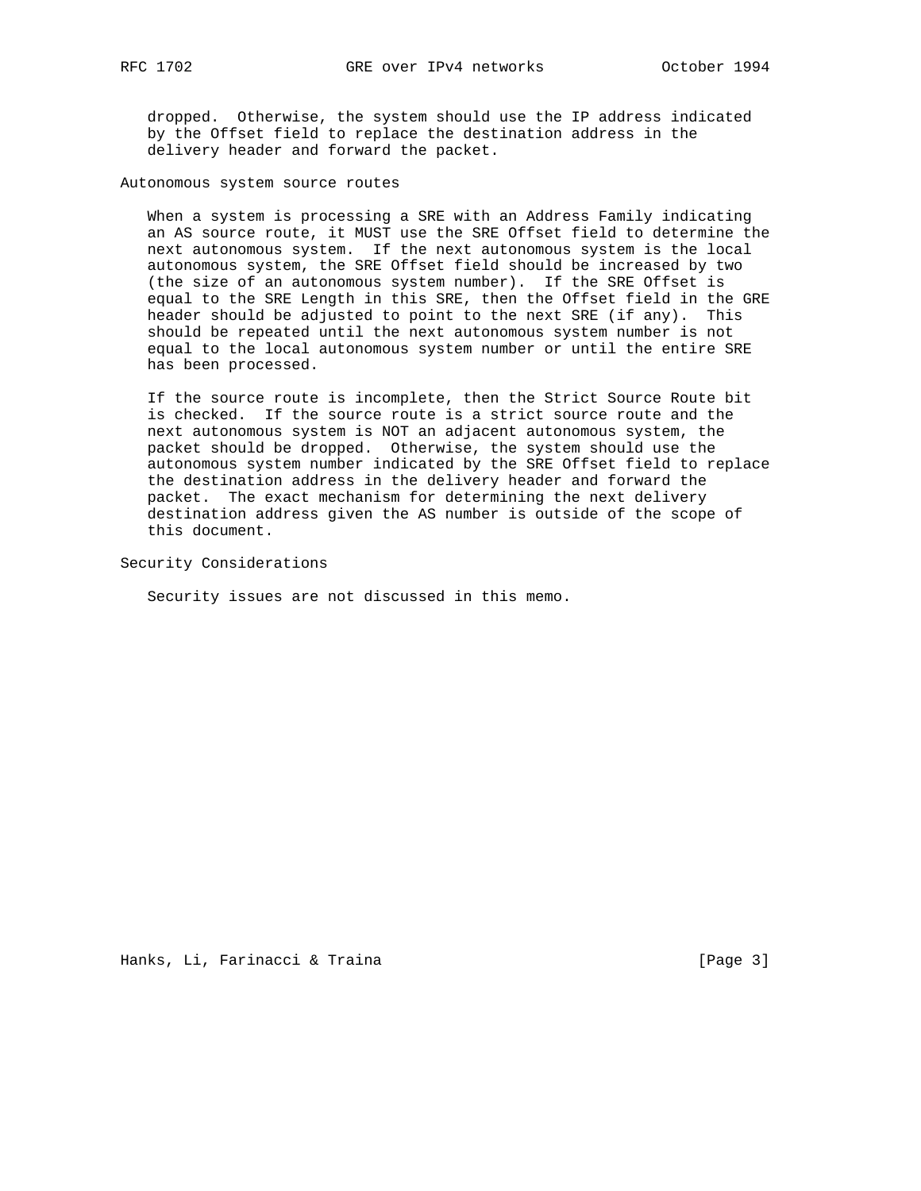dropped. Otherwise, the system should use the IP address indicated by the Offset field to replace the destination address in the delivery header and forward the packet.

## Autonomous system source routes

When a system is processing a SRE with an Address Family indicating an AS source route, it MUST use the SRE Offset field to determine the next autonomous system. If the next autonomous system is the local autonomous system, the SRE Offset field should be increased by two (the size of an autonomous system number). If the SRE Offset is equal to the SRE Length in this SRE, then the Offset field in the GRE header should be adjusted to point to the next SRE (if any). This should be repeated until the next autonomous system number is not equal to the local autonomous system number or until the entire SRE has been processed.

If the source route is incomplete, then the Strict Source Route bit is checked. If the source route is a strict source route and the next autonomous system is NOT an adjacent autonomous system, the packet should be dropped. Otherwise, the system should use the autonomous system number indicated by the SRE Offset field to replace the destination address in the delivery header and forward the packet. The exact mechanism for determining the next delivery destination address given the AS number is outside of the scope of this document.

## Security Considerations

Security issues are not discussed in this memo.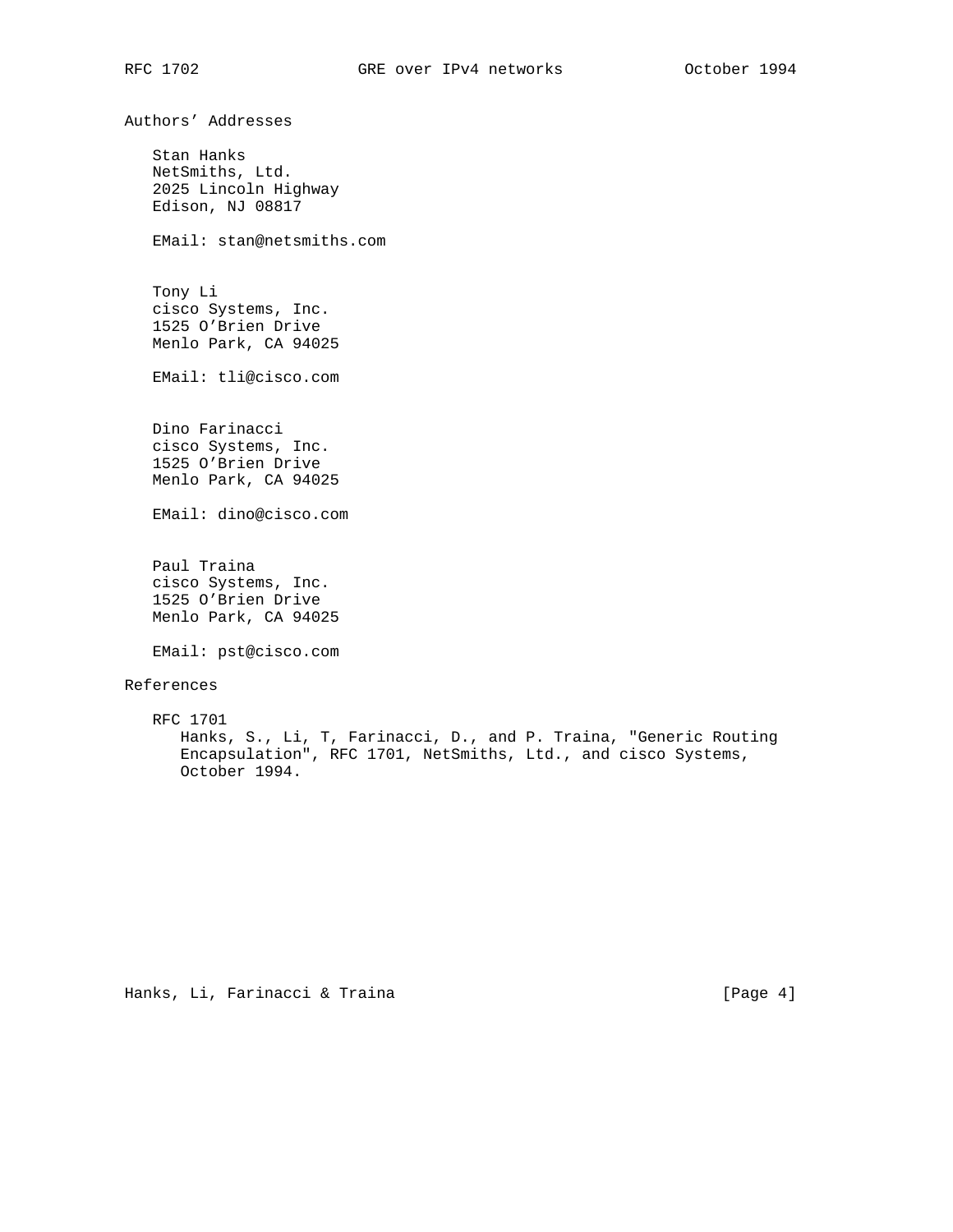## Authors' Addresses

Stan Hanks
NetSmiths, Ltd.
2025 Lincoln Highway
Edison, NJ 08817

EMail: stan@netsmiths.com

Tony Li
cisco Systems, Inc.
1525 O'Brien Drive
Menlo Park, CA 94025

EMail: tli@cisco.com

Dino Farinacci
cisco Systems, Inc.
1525 O'Brien Drive
Menlo Park, CA 94025

EMail: dino@cisco.com

Paul Traina
cisco Systems, Inc.
1525 O'Brien Drive
Menlo Park, CA 94025

EMail: pst@cisco.com

## References

RFC 1701
Hanks, S., Li, T, Farinacci, D., and P. Traina, "Generic Routing Encapsulation", RFC 1701, NetSmiths, Ltd., and cisco Systems, October 1994.